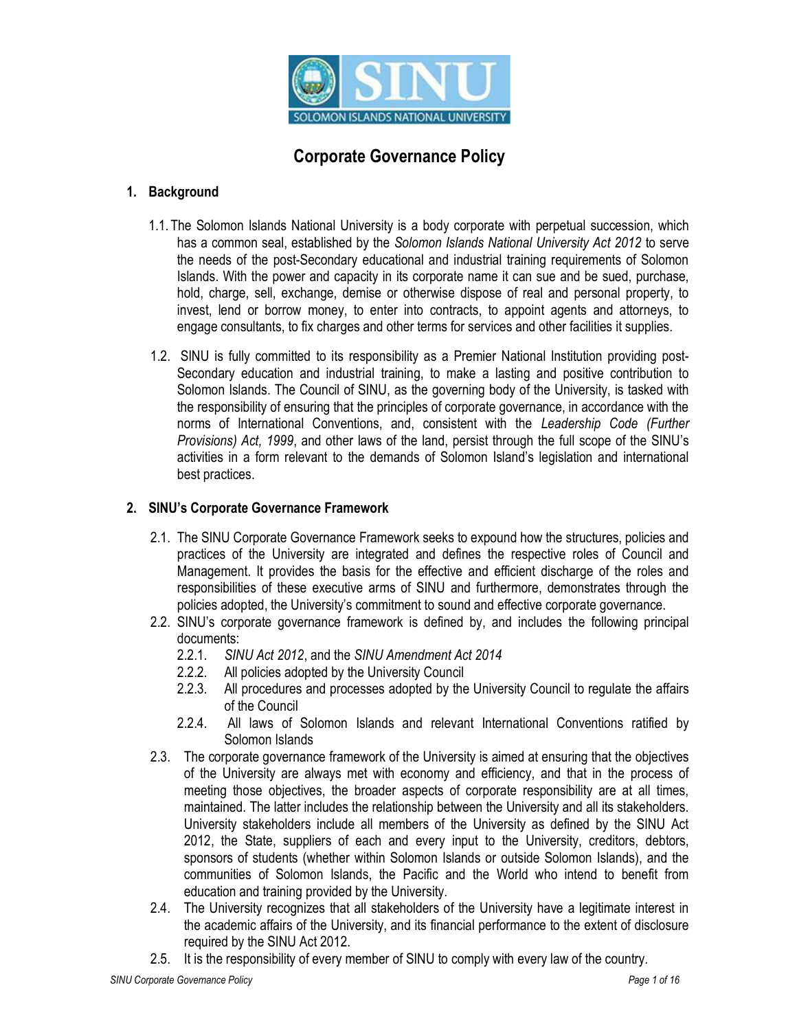# Corporate Governance Policy

## 1. Background

1.1. The Solomon Islands National University is a body corporate with perpetual succession, which has a common seal, established by the *Solomon Islands National University Act 2012* to serve the needs of the post-Secondary educational and industrial training requirements of Solomon Islands. With the power and capacity in its corporate name it can sue and be sued, purchase, hold, charge, sell, exchange, demise or otherwise dispose of real and personal property, to invest, lend or borrow money, to enter into contracts, to appoint agents and attorneys, to engage consultants, to fix charges and other terms for services and other facilities it supplies.

1.2. SINU is fully committed to its responsibility as a Premier National Institution providing post-Secondary education and industrial training, to make a lasting and positive contribution to Solomon Islands. The Council of SINU, as the governing body of the University, is tasked with the responsibility of ensuring that the principles of corporate governance, in accordance with the norms of International Conventions, and, consistent with the *Leadership Code (Further Provisions) Act, 1999*, and other laws of the land, persist through the full scope of the SINU's activities in a form relevant to the demands of Solomon Island's legislation and international best practices.

## 2. SINU's Corporate Governance Framework

2.1. The SINU Corporate Governance Framework seeks to expound how the structures, policies and practices of the University are integrated and defines the respective roles of Council and Management. It provides the basis for the effective and efficient discharge of the roles and responsibilities of these executive arms of SINU and furthermore, demonstrates through the policies adopted, the University's commitment to sound and effective corporate governance.

2.2. SINU's corporate governance framework is defined by, and includes the following principal documents:

2.2.1. *SINU Act 2012*, and the *SINU Amendment Act 2014*

2.2.2. All policies adopted by the University Council

2.2.3. All procedures and processes adopted by the University Council to regulate the affairs of the Council

2.2.4. All laws of Solomon Islands and relevant International Conventions ratified by Solomon Islands

2.3. The corporate governance framework of the University is aimed at ensuring that the objectives of the University are always met with economy and efficiency, and that in the process of meeting those objectives, the broader aspects of corporate responsibility are at all times, maintained. The latter includes the relationship between the University and all its stakeholders. University stakeholders include all members of the University as defined by the SINU Act 2012, the State, suppliers of each and every input to the University, creditors, debtors, sponsors of students (whether within Solomon Islands or outside Solomon Islands), and the communities of Solomon Islands, the Pacific and the World who intend to benefit from education and training provided by the University.

2.4. The University recognizes that all stakeholders of the University have a legitimate interest in the academic affairs of the University, and its financial performance to the extent of disclosure required by the SINU Act 2012.

2.5. It is the responsibility of every member of SINU to comply with every law of the country.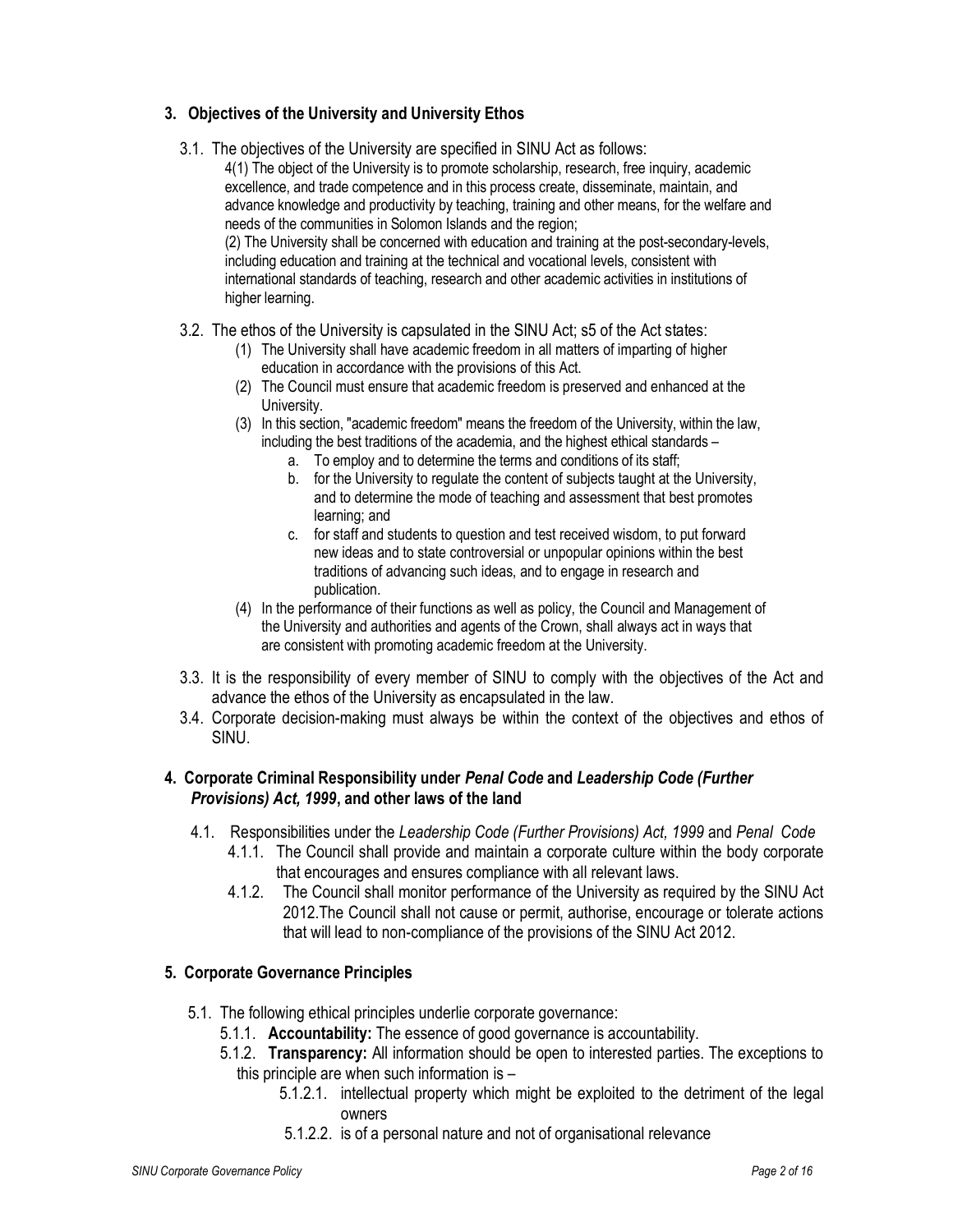## 3. Objectives of the University and University Ethos

3.1. The objectives of the University are specified in SINU Act as follows:

4(1) The object of the University is to promote scholarship, research, free inquiry, academic excellence, and trade competence and in this process create, disseminate, maintain, and advance knowledge and productivity by teaching, training and other means, for the welfare and needs of the communities in Solomon Islands and the region;

(2) The University shall be concerned with education and training at the post-secondary-levels, including education and training at the technical and vocational levels, consistent with international standards of teaching, research and other academic activities in institutions of higher learning.

3.2. The ethos of the University is capsulated in the SINU Act; s5 of the Act states:

(1) The University shall have academic freedom in all matters of imparting of higher education in accordance with the provisions of this Act.

(2) The Council must ensure that academic freedom is preserved and enhanced at the University.

(3) In this section, "academic freedom" means the freedom of the University, within the law, including the best traditions of the academia, and the highest ethical standards –

a. To employ and to determine the terms and conditions of its staff;

b. for the University to regulate the content of subjects taught at the University, and to determine the mode of teaching and assessment that best promotes learning; and

c. for staff and students to question and test received wisdom, to put forward new ideas and to state controversial or unpopular opinions within the best traditions of advancing such ideas, and to engage in research and publication.

(4) In the performance of their functions as well as policy, the Council and Management of the University and authorities and agents of the Crown, shall always act in ways that are consistent with promoting academic freedom at the University.

3.3. It is the responsibility of every member of SINU to comply with the objectives of the Act and advance the ethos of the University as encapsulated in the law.

3.4. Corporate decision-making must always be within the context of the objectives and ethos of SINU.

## 4. Corporate Criminal Responsibility under *Penal Code* and *Leadership Code (Further Provisions) Act, 1999*, and other laws of the land

4.1. Responsibilities under the *Leadership Code (Further Provisions) Act, 1999* and *Penal Code*

4.1.1. The Council shall provide and maintain a corporate culture within the body corporate that encourages and ensures compliance with all relevant laws.

4.1.2. The Council shall monitor performance of the University as required by the SINU Act 2012.The Council shall not cause or permit, authorise, encourage or tolerate actions that will lead to non-compliance of the provisions of the SINU Act 2012.

## 5. Corporate Governance Principles

5.1. The following ethical principles underlie corporate governance:

5.1.1. **Accountability:** The essence of good governance is accountability.

5.1.2. **Transparency:** All information should be open to interested parties. The exceptions to this principle are when such information is –

5.1.2.1. intellectual property which might be exploited to the detriment of the legal owners

5.1.2.2. is of a personal nature and not of organisational relevance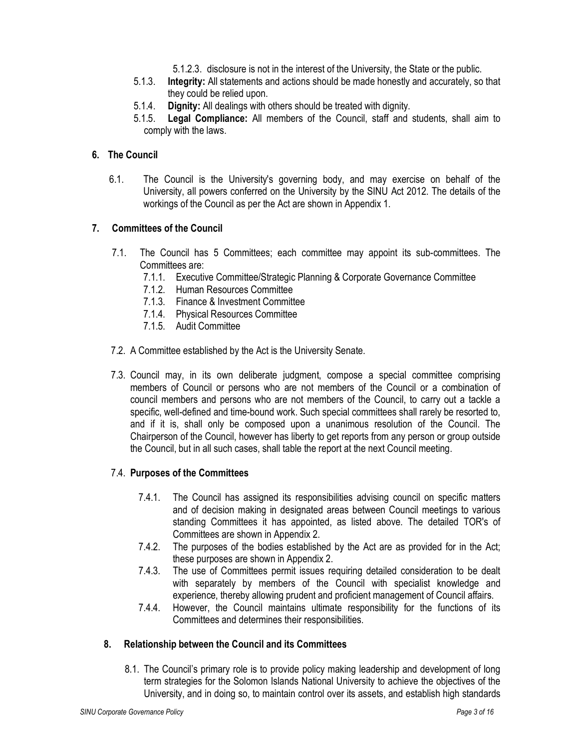5.1.2.3. disclosure is not in the interest of the University, the State or the public.

5.1.3. **Integrity:** All statements and actions should be made honestly and accurately, so that they could be relied upon.

5.1.4. **Dignity:** All dealings with others should be treated with dignity.

5.1.5. **Legal Compliance:** All members of the Council, staff and students, shall aim to comply with the laws.

## 6. The Council

6.1. The Council is the University's governing body, and may exercise on behalf of the University, all powers conferred on the University by the SINU Act 2012. The details of the workings of the Council as per the Act are shown in Appendix 1.

## 7. Committees of the Council

7.1. The Council has 5 Committees; each committee may appoint its sub-committees. The Committees are:

7.1.1. Executive Committee/Strategic Planning & Corporate Governance Committee

7.1.2. Human Resources Committee

7.1.3. Finance & Investment Committee

7.1.4. Physical Resources Committee

7.1.5. Audit Committee

7.2. A Committee established by the Act is the University Senate.

7.3. Council may, in its own deliberate judgment, compose a special committee comprising members of Council or persons who are not members of the Council or a combination of council members and persons who are not members of the Council, to carry out a tackle a specific, well-defined and time-bound work. Such special committees shall rarely be resorted to, and if it is, shall only be composed upon a unanimous resolution of the Council. The Chairperson of the Council, however has liberty to get reports from any person or group outside the Council, but in all such cases, shall table the report at the next Council meeting.

### 7.4. Purposes of the Committees

7.4.1. The Council has assigned its responsibilities advising council on specific matters and of decision making in designated areas between Council meetings to various standing Committees it has appointed, as listed above. The detailed TOR's of Committees are shown in Appendix 2.

7.4.2. The purposes of the bodies established by the Act are as provided for in the Act; these purposes are shown in Appendix 2.

7.4.3. The use of Committees permit issues requiring detailed consideration to be dealt with separately by members of the Council with specialist knowledge and experience, thereby allowing prudent and proficient management of Council affairs.

7.4.4. However, the Council maintains ultimate responsibility for the functions of its Committees and determines their responsibilities.

## 8. Relationship between the Council and its Committees

8.1. The Council's primary role is to provide policy making leadership and development of long term strategies for the Solomon Islands National University to achieve the objectives of the University, and in doing so, to maintain control over its assets, and establish high standards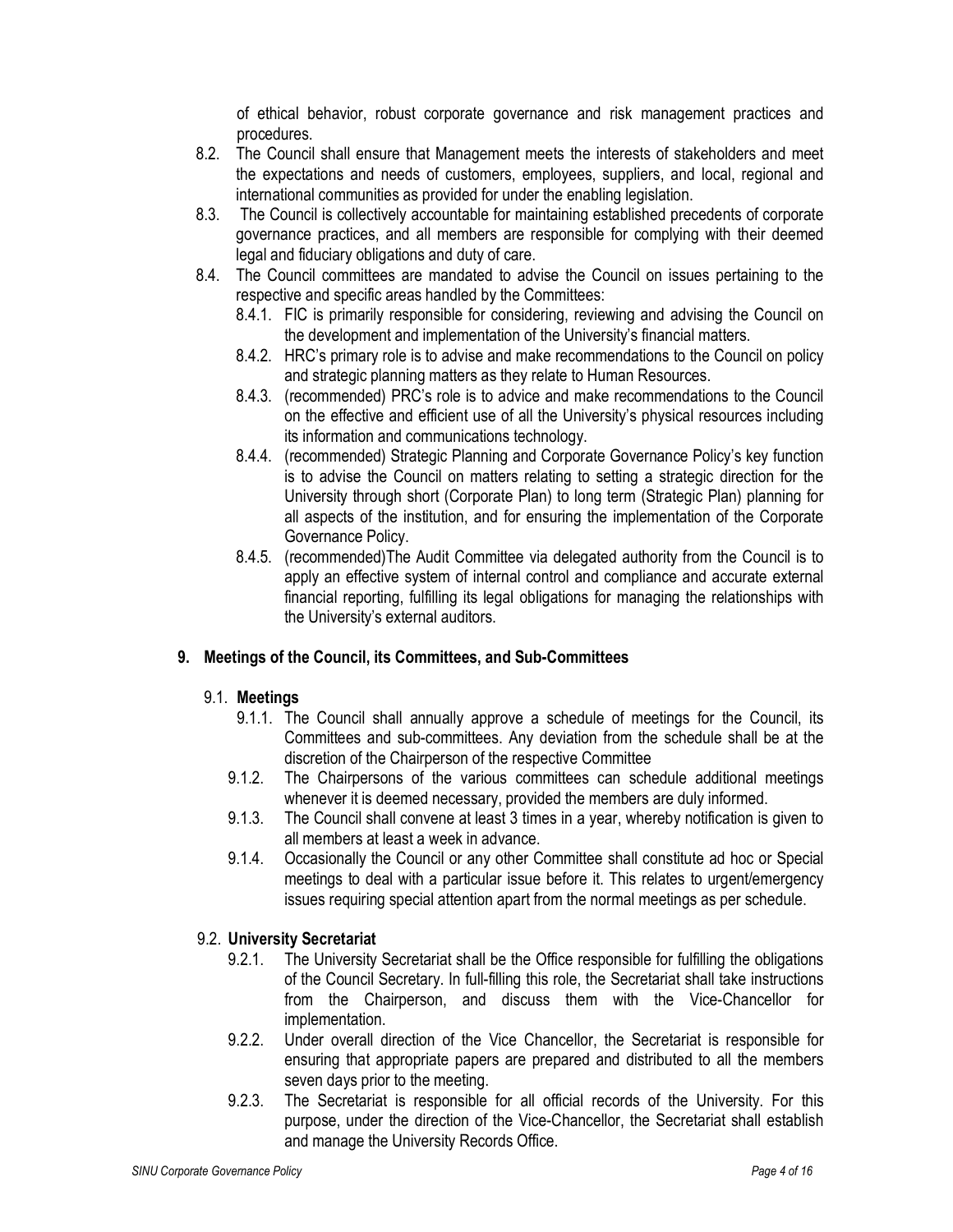of ethical behavior, robust corporate governance and risk management practices and procedures.

8.2. The Council shall ensure that Management meets the interests of stakeholders and meet the expectations and needs of customers, employees, suppliers, and local, regional and international communities as provided for under the enabling legislation.

8.3. The Council is collectively accountable for maintaining established precedents of corporate governance practices, and all members are responsible for complying with their deemed legal and fiduciary obligations and duty of care.

8.4. The Council committees are mandated to advise the Council on issues pertaining to the respective and specific areas handled by the Committees:

- 8.4.1. FIC is primarily responsible for considering, reviewing and advising the Council on the development and implementation of the University's financial matters.
- 8.4.2. HRC's primary role is to advise and make recommendations to the Council on policy and strategic planning matters as they relate to Human Resources.
- 8.4.3. (recommended) PRC's role is to advice and make recommendations to the Council on the effective and efficient use of all the University's physical resources including its information and communications technology.
- 8.4.4. (recommended) Strategic Planning and Corporate Governance Policy's key function is to advise the Council on matters relating to setting a strategic direction for the University through short (Corporate Plan) to long term (Strategic Plan) planning for all aspects of the institution, and for ensuring the implementation of the Corporate Governance Policy.
- 8.4.5. (recommended)The Audit Committee via delegated authority from the Council is to apply an effective system of internal control and compliance and accurate external financial reporting, fulfilling its legal obligations for managing the relationships with the University's external auditors.

## 9. Meetings of the Council, its Committees, and Sub-Committees

### 9.1. Meetings

- 9.1.1. The Council shall annually approve a schedule of meetings for the Council, its Committees and sub-committees. Any deviation from the schedule shall be at the discretion of the Chairperson of the respective Committee
- 9.1.2. The Chairpersons of the various committees can schedule additional meetings whenever it is deemed necessary, provided the members are duly informed.
- 9.1.3. The Council shall convene at least 3 times in a year, whereby notification is given to all members at least a week in advance.
- 9.1.4. Occasionally the Council or any other Committee shall constitute ad hoc or Special meetings to deal with a particular issue before it. This relates to urgent/emergency issues requiring special attention apart from the normal meetings as per schedule.

### 9.2. University Secretariat

- 9.2.1. The University Secretariat shall be the Office responsible for fulfilling the obligations of the Council Secretary. In full-filling this role, the Secretariat shall take instructions from the Chairperson, and discuss them with the Vice-Chancellor for implementation.
- 9.2.2. Under overall direction of the Vice Chancellor, the Secretariat is responsible for ensuring that appropriate papers are prepared and distributed to all the members seven days prior to the meeting.
- 9.2.3. The Secretariat is responsible for all official records of the University. For this purpose, under the direction of the Vice-Chancellor, the Secretariat shall establish and manage the University Records Office.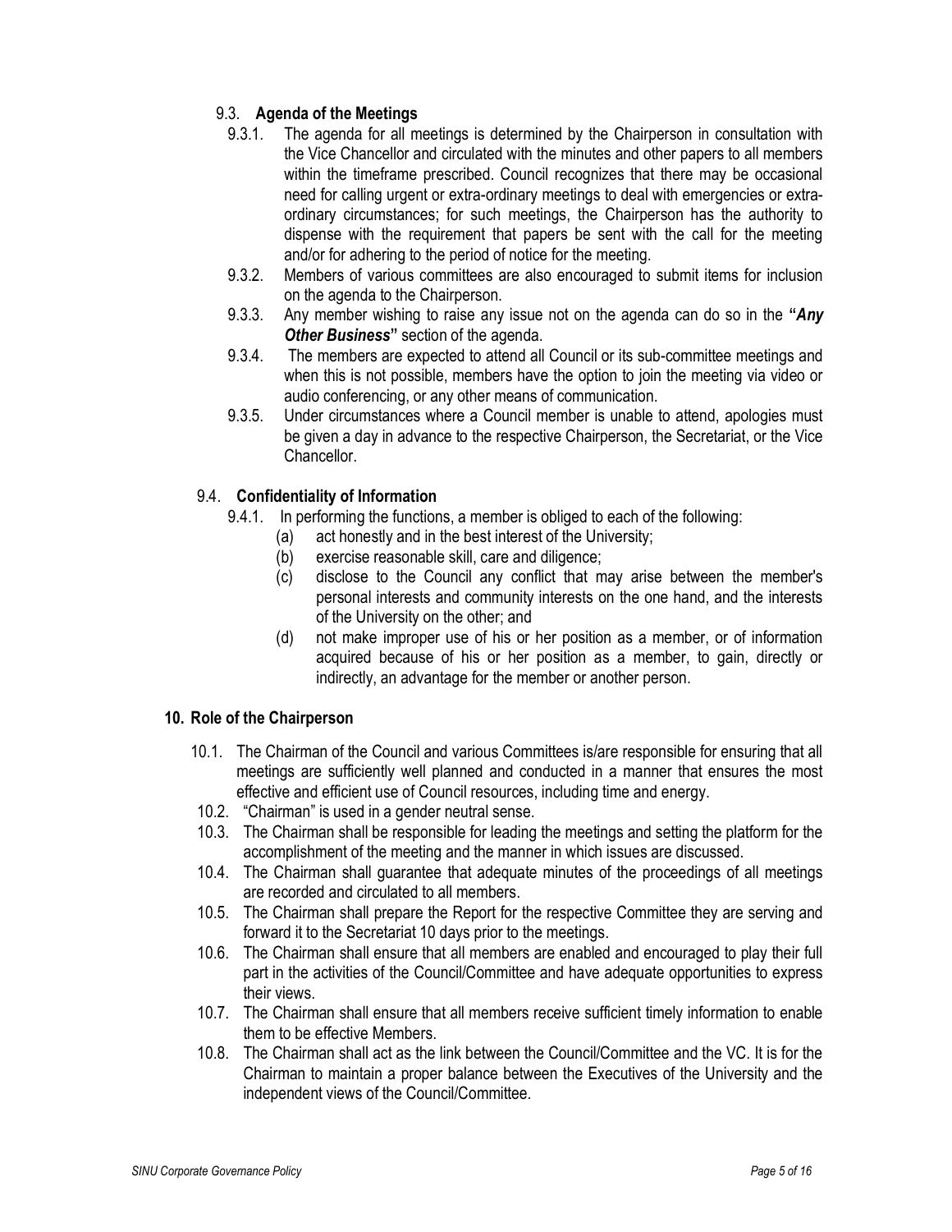### 9.3. Agenda of the Meetings

9.3.1. The agenda for all meetings is determined by the Chairperson in consultation with the Vice Chancellor and circulated with the minutes and other papers to all members within the timeframe prescribed. Council recognizes that there may be occasional need for calling urgent or extra-ordinary meetings to deal with emergencies or extra-ordinary circumstances; for such meetings, the Chairperson has the authority to dispense with the requirement that papers be sent with the call for the meeting and/or for adhering to the period of notice for the meeting.

9.3.2. Members of various committees are also encouraged to submit items for inclusion on the agenda to the Chairperson.

9.3.3. Any member wishing to raise any issue not on the agenda can do so in the **"*Any Other Business*"** section of the agenda.

9.3.4. The members are expected to attend all Council or its sub-committee meetings and when this is not possible, members have the option to join the meeting via video or audio conferencing, or any other means of communication.

9.3.5. Under circumstances where a Council member is unable to attend, apologies must be given a day in advance to the respective Chairperson, the Secretariat, or the Vice Chancellor.

### 9.4. Confidentiality of Information

9.4.1. In performing the functions, a member is obliged to each of the following:

(a) act honestly and in the best interest of the University;

(b) exercise reasonable skill, care and diligence;

(c) disclose to the Council any conflict that may arise between the member's personal interests and community interests on the one hand, and the interests of the University on the other; and

(d) not make improper use of his or her position as a member, or of information acquired because of his or her position as a member, to gain, directly or indirectly, an advantage for the member or another person.

## 10. Role of the Chairperson

10.1. The Chairman of the Council and various Committees is/are responsible for ensuring that all meetings are sufficiently well planned and conducted in a manner that ensures the most effective and efficient use of Council resources, including time and energy.

10.2. "Chairman" is used in a gender neutral sense.

10.3. The Chairman shall be responsible for leading the meetings and setting the platform for the accomplishment of the meeting and the manner in which issues are discussed.

10.4. The Chairman shall guarantee that adequate minutes of the proceedings of all meetings are recorded and circulated to all members.

10.5. The Chairman shall prepare the Report for the respective Committee they are serving and forward it to the Secretariat 10 days prior to the meetings.

10.6. The Chairman shall ensure that all members are enabled and encouraged to play their full part in the activities of the Council/Committee and have adequate opportunities to express their views.

10.7. The Chairman shall ensure that all members receive sufficient timely information to enable them to be effective Members.

10.8. The Chairman shall act as the link between the Council/Committee and the VC. It is for the Chairman to maintain a proper balance between the Executives of the University and the independent views of the Council/Committee.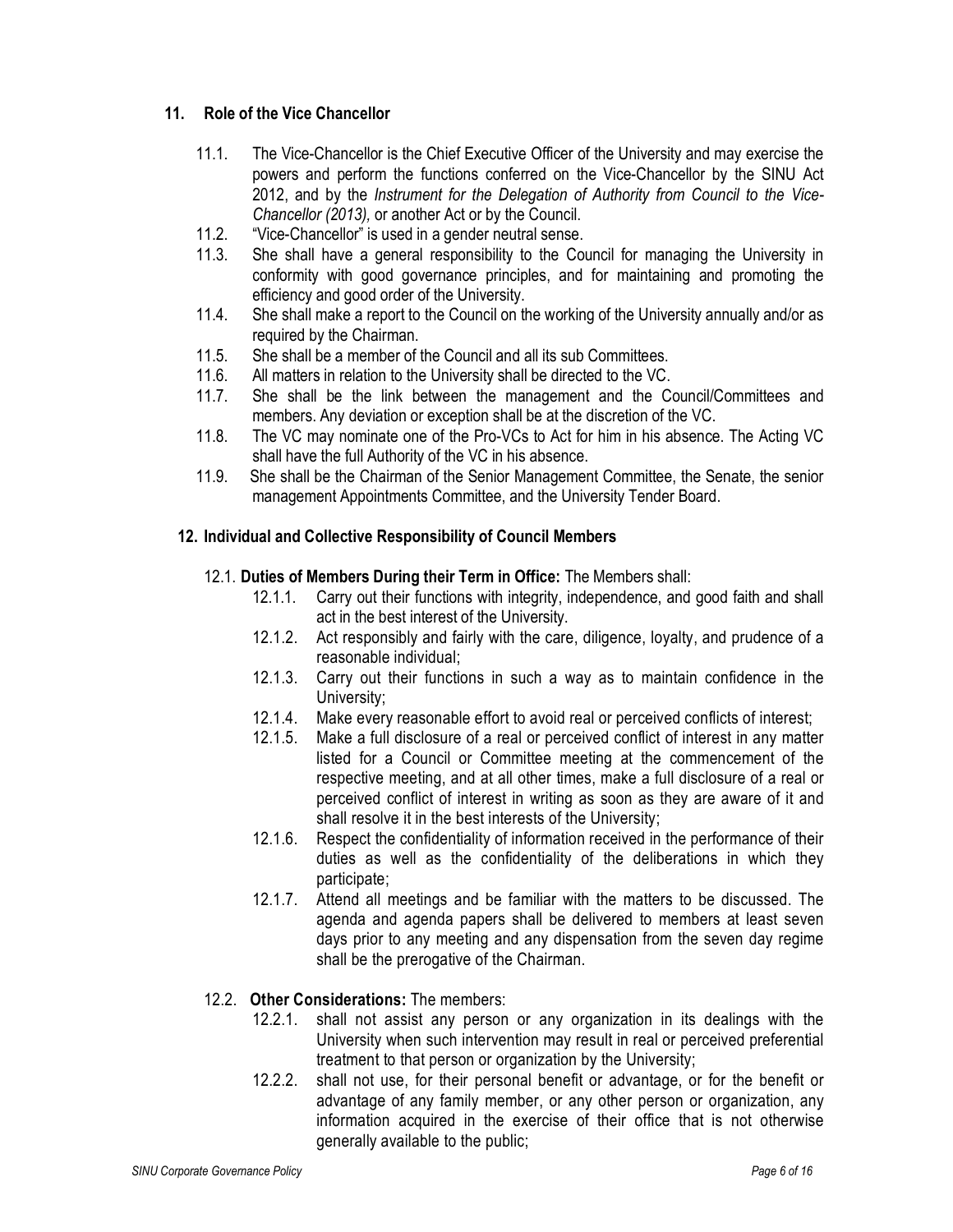## 11. Role of the Vice Chancellor

11.1. The Vice-Chancellor is the Chief Executive Officer of the University and may exercise the powers and perform the functions conferred on the Vice-Chancellor by the SINU Act 2012, and by the *Instrument for the Delegation of Authority from Council to the Vice-Chancellor (2013)*, or another Act or by the Council.

11.2. "Vice-Chancellor" is used in a gender neutral sense.

11.3. She shall have a general responsibility to the Council for managing the University in conformity with good governance principles, and for maintaining and promoting the efficiency and good order of the University.

11.4. She shall make a report to the Council on the working of the University annually and/or as required by the Chairman.

11.5. She shall be a member of the Council and all its sub Committees.

11.6. All matters in relation to the University shall be directed to the VC.

11.7. She shall be the link between the management and the Council/Committees and members. Any deviation or exception shall be at the discretion of the VC.

11.8. The VC may nominate one of the Pro-VCs to Act for him in his absence. The Acting VC shall have the full Authority of the VC in his absence.

11.9. She shall be the Chairman of the Senior Management Committee, the Senate, the senior management Appointments Committee, and the University Tender Board.

## 12. Individual and Collective Responsibility of Council Members

12.1. **Duties of Members During their Term in Office:** The Members shall:

12.1.1. Carry out their functions with integrity, independence, and good faith and shall act in the best interest of the University.

12.1.2. Act responsibly and fairly with the care, diligence, loyalty, and prudence of a reasonable individual;

12.1.3. Carry out their functions in such a way as to maintain confidence in the University;

12.1.4. Make every reasonable effort to avoid real or perceived conflicts of interest;

12.1.5. Make a full disclosure of a real or perceived conflict of interest in any matter listed for a Council or Committee meeting at the commencement of the respective meeting, and at all other times, make a full disclosure of a real or perceived conflict of interest in writing as soon as they are aware of it and shall resolve it in the best interests of the University;

12.1.6. Respect the confidentiality of information received in the performance of their duties as well as the confidentiality of the deliberations in which they participate;

12.1.7. Attend all meetings and be familiar with the matters to be discussed. The agenda and agenda papers shall be delivered to members at least seven days prior to any meeting and any dispensation from the seven day regime shall be the prerogative of the Chairman.

12.2. **Other Considerations:** The members:

12.2.1. shall not assist any person or any organization in its dealings with the University when such intervention may result in real or perceived preferential treatment to that person or organization by the University;

12.2.2. shall not use, for their personal benefit or advantage, or for the benefit or advantage of any family member, or any other person or organization, any information acquired in the exercise of their office that is not otherwise generally available to the public;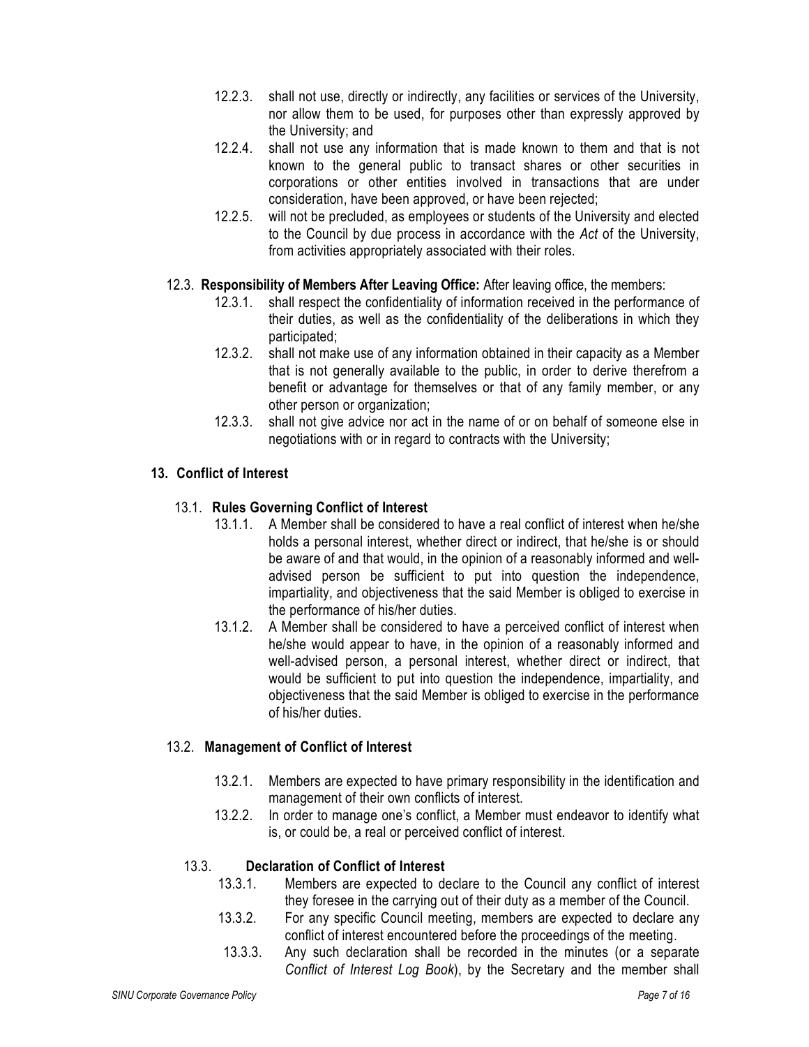12.2.3. shall not use, directly or indirectly, any facilities or services of the University, nor allow them to be used, for purposes other than expressly approved by the University; and

12.2.4. shall not use any information that is made known to them and that is not known to the general public to transact shares or other securities in corporations or other entities involved in transactions that are under consideration, have been approved, or have been rejected;

12.2.5. will not be precluded, as employees or students of the University and elected to the Council by due process in accordance with the *Act* of the University, from activities appropriately associated with their roles.

12.3. **Responsibility of Members After Leaving Office:** After leaving office, the members:

12.3.1. shall respect the confidentiality of information received in the performance of their duties, as well as the confidentiality of the deliberations in which they participated;

12.3.2. shall not make use of any information obtained in their capacity as a Member that is not generally available to the public, in order to derive therefrom a benefit or advantage for themselves or that of any family member, or any other person or organization;

12.3.3. shall not give advice nor act in the name of or on behalf of someone else in negotiations with or in regard to contracts with the University;

## 13. Conflict of Interest

### 13.1. Rules Governing Conflict of Interest

13.1.1. A Member shall be considered to have a real conflict of interest when he/she holds a personal interest, whether direct or indirect, that he/she is or should be aware of and that would, in the opinion of a reasonably informed and well-advised person be sufficient to put into question the independence, impartiality, and objectiveness that the said Member is obliged to exercise in the performance of his/her duties.

13.1.2. A Member shall be considered to have a perceived conflict of interest when he/she would appear to have, in the opinion of a reasonably informed and well-advised person, a personal interest, whether direct or indirect, that would be sufficient to put into question the independence, impartiality, and objectiveness that the said Member is obliged to exercise in the performance of his/her duties.

### 13.2. Management of Conflict of Interest

13.2.1. Members are expected to have primary responsibility in the identification and management of their own conflicts of interest.

13.2.2. In order to manage one's conflict, a Member must endeavor to identify what is, or could be, a real or perceived conflict of interest.

### 13.3. Declaration of Conflict of Interest

13.3.1. Members are expected to declare to the Council any conflict of interest they foresee in the carrying out of their duty as a member of the Council.

13.3.2. For any specific Council meeting, members are expected to declare any conflict of interest encountered before the proceedings of the meeting.

13.3.3. Any such declaration shall be recorded in the minutes (or a separate *Conflict of Interest Log Book*), by the Secretary and the member shall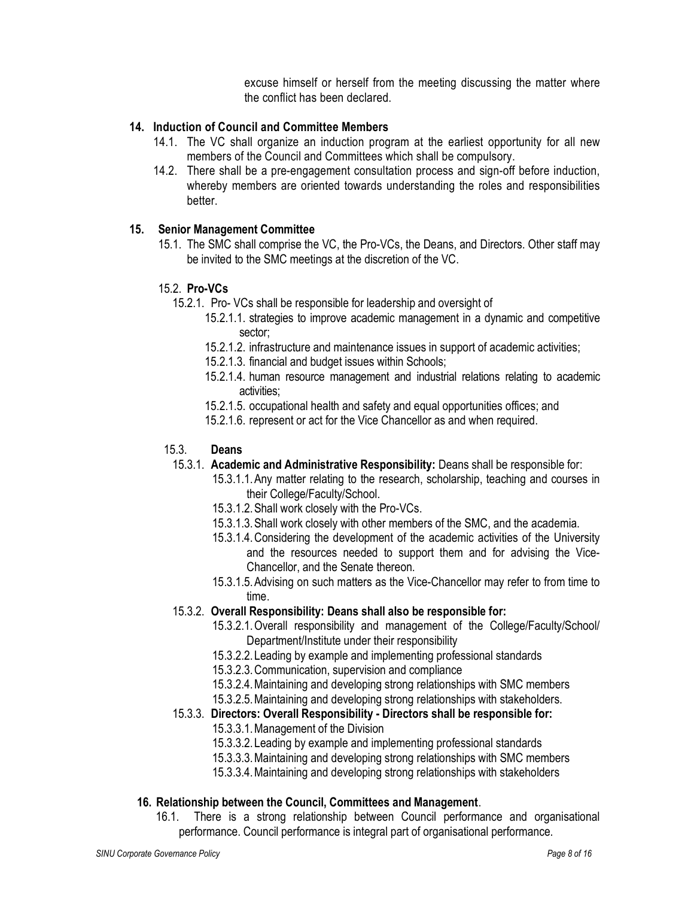excuse himself or herself from the meeting discussing the matter where the conflict has been declared.

## 14. Induction of Council and Committee Members

14.1. The VC shall organize an induction program at the earliest opportunity for all new members of the Council and Committees which shall be compulsory.

14.2. There shall be a pre-engagement consultation process and sign-off before induction, whereby members are oriented towards understanding the roles and responsibilities better.

## 15. Senior Management Committee

15.1. The SMC shall comprise the VC, the Pro-VCs, the Deans, and Directors. Other staff may be invited to the SMC meetings at the discretion of the VC.

### 15.2. Pro-VCs

15.2.1. Pro- VCs shall be responsible for leadership and oversight of

- 15.2.1.1. strategies to improve academic management in a dynamic and competitive sector;
- 15.2.1.2. infrastructure and maintenance issues in support of academic activities;
- 15.2.1.3. financial and budget issues within Schools;
- 15.2.1.4. human resource management and industrial relations relating to academic activities;
- 15.2.1.5. occupational health and safety and equal opportunities offices; and
- 15.2.1.6. represent or act for the Vice Chancellor as and when required.

### 15.3. Deans

15.3.1. **Academic and Administrative Responsibility:** Deans shall be responsible for:

- 15.3.1.1. Any matter relating to the research, scholarship, teaching and courses in their College/Faculty/School.
- 15.3.1.2. Shall work closely with the Pro-VCs.
- 15.3.1.3. Shall work closely with other members of the SMC, and the academia.
- 15.3.1.4. Considering the development of the academic activities of the University and the resources needed to support them and for advising the Vice-Chancellor, and the Senate thereon.
- 15.3.1.5. Advising on such matters as the Vice-Chancellor may refer to from time to time.

15.3.2. **Overall Responsibility: Deans shall also be responsible for:**

- 15.3.2.1. Overall responsibility and management of the College/Faculty/School/ Department/Institute under their responsibility
- 15.3.2.2. Leading by example and implementing professional standards
- 15.3.2.3. Communication, supervision and compliance
- 15.3.2.4. Maintaining and developing strong relationships with SMC members
- 15.3.2.5. Maintaining and developing strong relationships with stakeholders.

15.3.3. **Directors: Overall Responsibility - Directors shall be responsible for:**

- 15.3.3.1. Management of the Division
- 15.3.3.2. Leading by example and implementing professional standards
- 15.3.3.3. Maintaining and developing strong relationships with SMC members
- 15.3.3.4. Maintaining and developing strong relationships with stakeholders

## 16. Relationship between the Council, Committees and Management.

16.1. There is a strong relationship between Council performance and organisational performance. Council performance is integral part of organisational performance.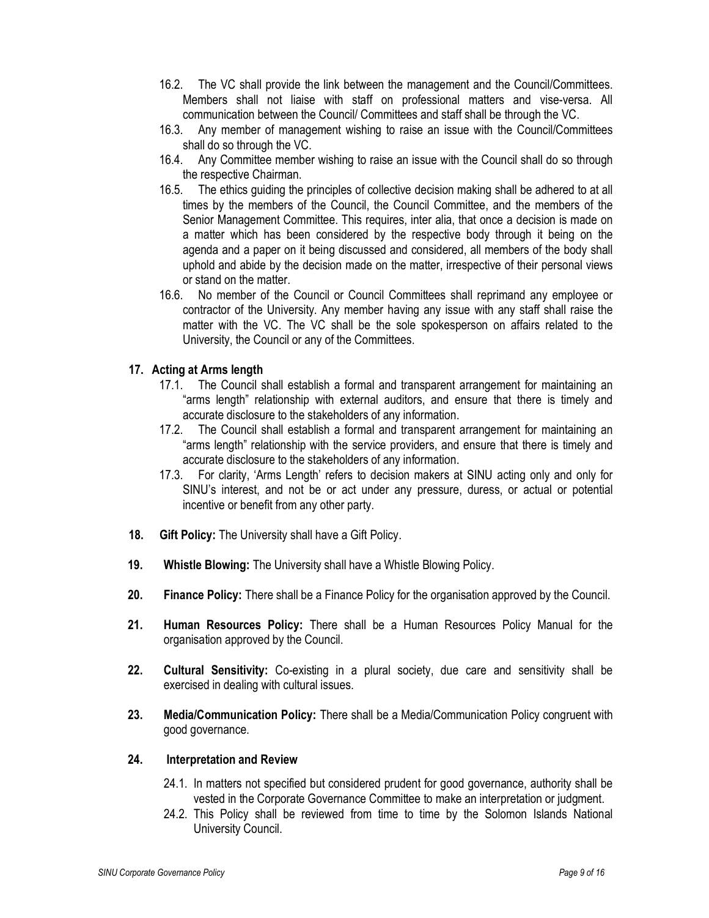16.2. The VC shall provide the link between the management and the Council/Committees. Members shall not liaise with staff on professional matters and vise-versa. All communication between the Council/ Committees and staff shall be through the VC.

16.3. Any member of management wishing to raise an issue with the Council/Committees shall do so through the VC.

16.4. Any Committee member wishing to raise an issue with the Council shall do so through the respective Chairman.

16.5. The ethics guiding the principles of collective decision making shall be adhered to at all times by the members of the Council, the Council Committee, and the members of the Senior Management Committee. This requires, inter alia, that once a decision is made on a matter which has been considered by the respective body through it being on the agenda and a paper on it being discussed and considered, all members of the body shall uphold and abide by the decision made on the matter, irrespective of their personal views or stand on the matter.

16.6. No member of the Council or Council Committees shall reprimand any employee or contractor of the University. Any member having any issue with any staff shall raise the matter with the VC. The VC shall be the sole spokesperson on affairs related to the University, the Council or any of the Committees.

## 17. Acting at Arms length

17.1. The Council shall establish a formal and transparent arrangement for maintaining an "arms length" relationship with external auditors, and ensure that there is timely and accurate disclosure to the stakeholders of any information.

17.2. The Council shall establish a formal and transparent arrangement for maintaining an "arms length" relationship with the service providers, and ensure that there is timely and accurate disclosure to the stakeholders of any information.

17.3. For clarity, 'Arms Length' refers to decision makers at SINU acting only and only for SINU's interest, and not be or act under any pressure, duress, or actual or potential incentive or benefit from any other party.

**18. Gift Policy:** The University shall have a Gift Policy.

**19. Whistle Blowing:** The University shall have a Whistle Blowing Policy.

**20. Finance Policy:** There shall be a Finance Policy for the organisation approved by the Council.

**21. Human Resources Policy:** There shall be a Human Resources Policy Manual for the organisation approved by the Council.

**22. Cultural Sensitivity:** Co-existing in a plural society, due care and sensitivity shall be exercised in dealing with cultural issues.

**23. Media/Communication Policy:** There shall be a Media/Communication Policy congruent with good governance.

## 24. Interpretation and Review

24.1. In matters not specified but considered prudent for good governance, authority shall be vested in the Corporate Governance Committee to make an interpretation or judgment.

24.2. This Policy shall be reviewed from time to time by the Solomon Islands National University Council.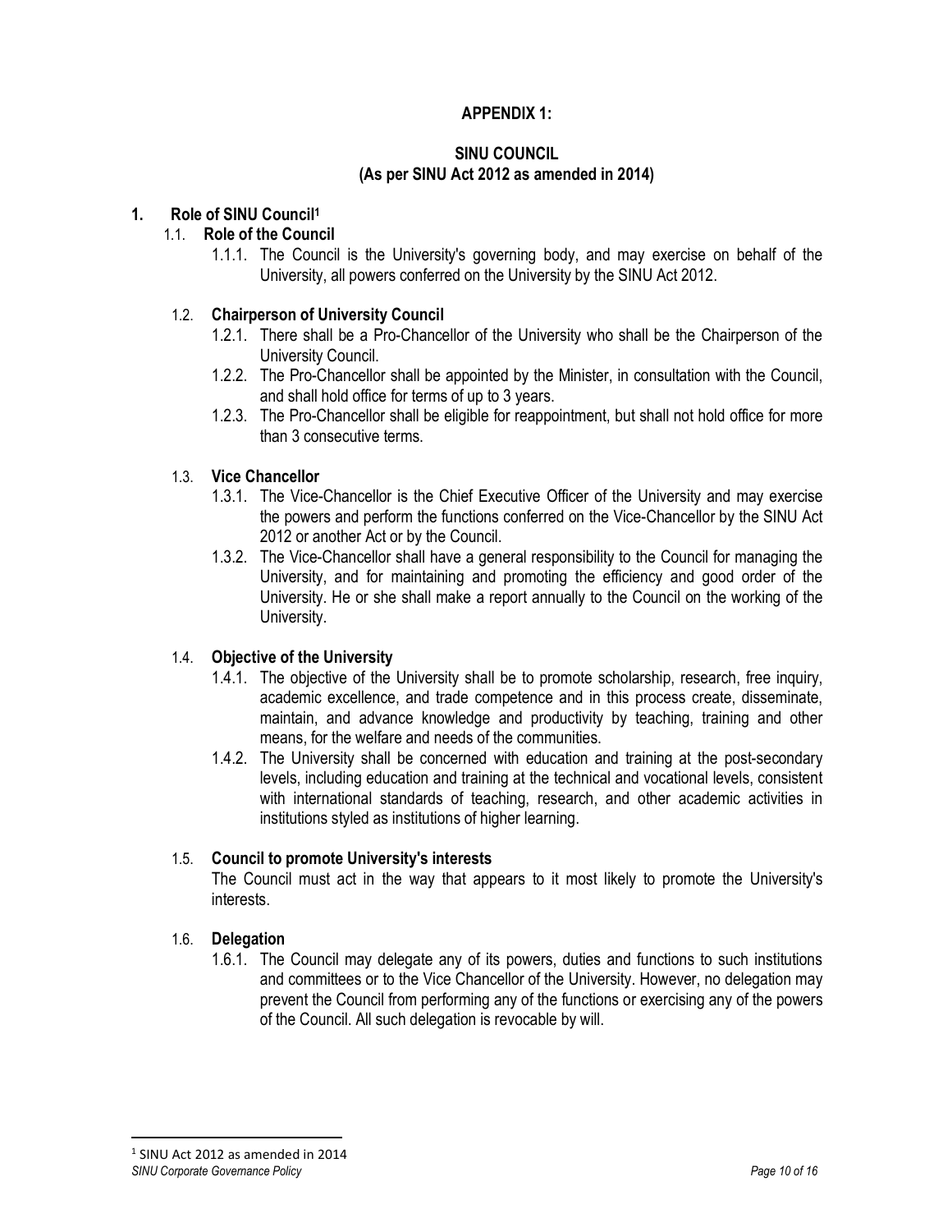## APPENDIX 1:

## SINU COUNCIL
## (As per SINU Act 2012 as amended in 2014)

### 1. Role of SINU Council[1]

#### 1.1. Role of the Council

1.1.1. The Council is the University's governing body, and may exercise on behalf of the University, all powers conferred on the University by the SINU Act 2012.

#### 1.2. Chairperson of University Council

1.2.1. There shall be a Pro-Chancellor of the University who shall be the Chairperson of the University Council.

1.2.2. The Pro-Chancellor shall be appointed by the Minister, in consultation with the Council, and shall hold office for terms of up to 3 years.

1.2.3. The Pro-Chancellor shall be eligible for reappointment, but shall not hold office for more than 3 consecutive terms.

#### 1.3. Vice Chancellor

1.3.1. The Vice-Chancellor is the Chief Executive Officer of the University and may exercise the powers and perform the functions conferred on the Vice-Chancellor by the SINU Act 2012 or another Act or by the Council.

1.3.2. The Vice-Chancellor shall have a general responsibility to the Council for managing the University, and for maintaining and promoting the efficiency and good order of the University. He or she shall make a report annually to the Council on the working of the University.

#### 1.4. Objective of the University

1.4.1. The objective of the University shall be to promote scholarship, research, free inquiry, academic excellence, and trade competence and in this process create, disseminate, maintain, and advance knowledge and productivity by teaching, training and other means, for the welfare and needs of the communities.

1.4.2. The University shall be concerned with education and training at the post-secondary levels, including education and training at the technical and vocational levels, consistent with international standards of teaching, research, and other academic activities in institutions styled as institutions of higher learning.

#### 1.5. Council to promote University's interests

The Council must act in the way that appears to it most likely to promote the University's interests.

#### 1.6. Delegation

1.6.1. The Council may delegate any of its powers, duties and functions to such institutions and committees or to the Vice Chancellor of the University. However, no delegation may prevent the Council from performing any of the functions or exercising any of the powers of the Council. All such delegation is revocable by will.

---

[1] SINU Act 2012 as amended in 2014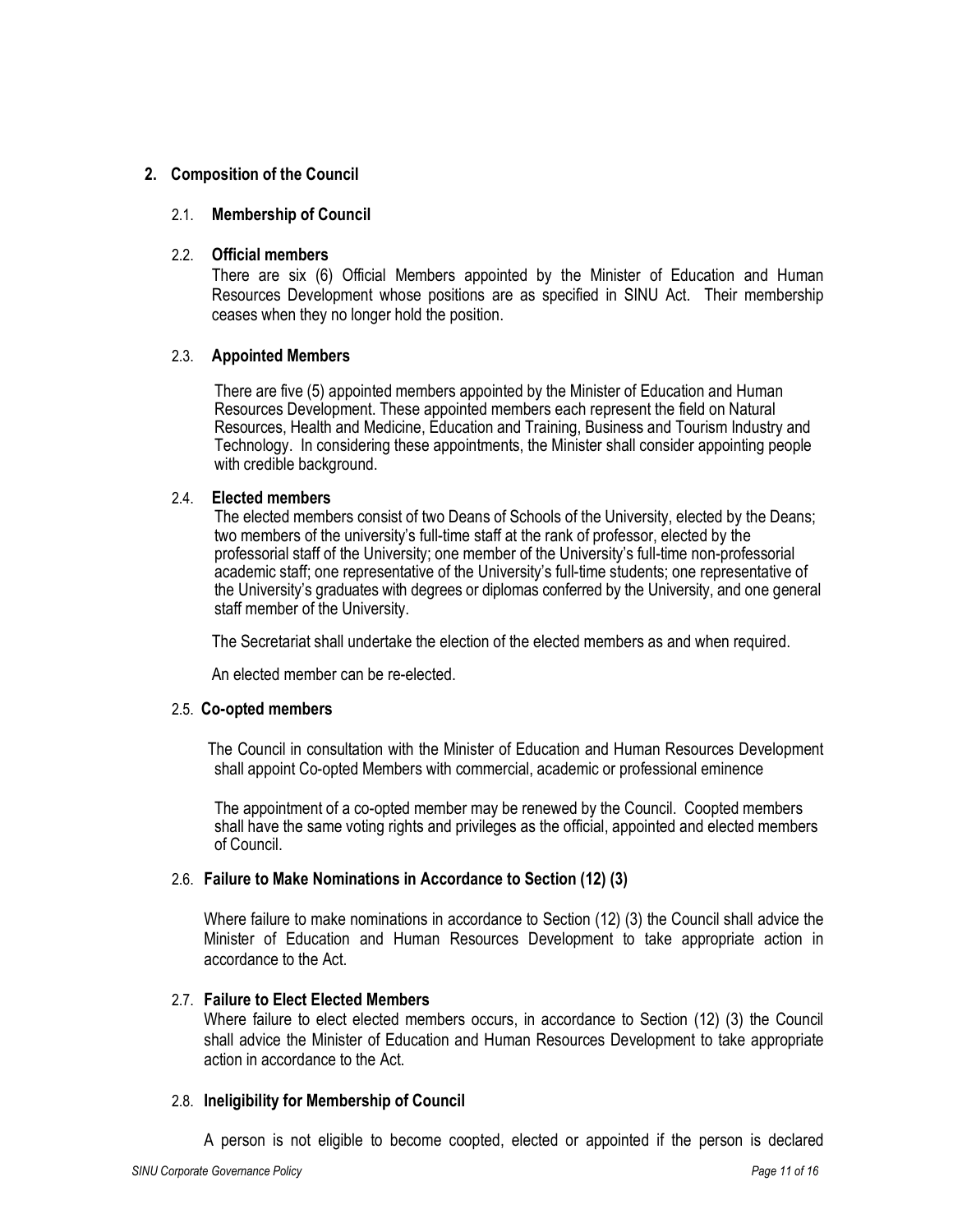## 2. Composition of the Council

### 2.1. Membership of Council

### 2.2. Official members

There are six (6) Official Members appointed by the Minister of Education and Human Resources Development whose positions are as specified in SINU Act. Their membership ceases when they no longer hold the position.

### 2.3. Appointed Members

There are five (5) appointed members appointed by the Minister of Education and Human Resources Development. These appointed members each represent the field on Natural Resources, Health and Medicine, Education and Training, Business and Tourism Industry and Technology. In considering these appointments, the Minister shall consider appointing people with credible background.

### 2.4. Elected members

The elected members consist of two Deans of Schools of the University, elected by the Deans; two members of the university's full-time staff at the rank of professor, elected by the professorial staff of the University; one member of the University's full-time non-professorial academic staff; one representative of the University's full-time students; one representative of the University's graduates with degrees or diplomas conferred by the University, and one general staff member of the University.

The Secretariat shall undertake the election of the elected members as and when required.

An elected member can be re-elected.

### 2.5. Co-opted members

The Council in consultation with the Minister of Education and Human Resources Development shall appoint Co-opted Members with commercial, academic or professional eminence

The appointment of a co-opted member may be renewed by the Council. Coopted members shall have the same voting rights and privileges as the official, appointed and elected members of Council.

### 2.6. Failure to Make Nominations in Accordance to Section (12) (3)

Where failure to make nominations in accordance to Section (12) (3) the Council shall advice the Minister of Education and Human Resources Development to take appropriate action in accordance to the Act.

### 2.7. Failure to Elect Elected Members

Where failure to elect elected members occurs, in accordance to Section (12) (3) the Council shall advice the Minister of Education and Human Resources Development to take appropriate action in accordance to the Act.

### 2.8. Ineligibility for Membership of Council

A person is not eligible to become coopted, elected or appointed if the person is declared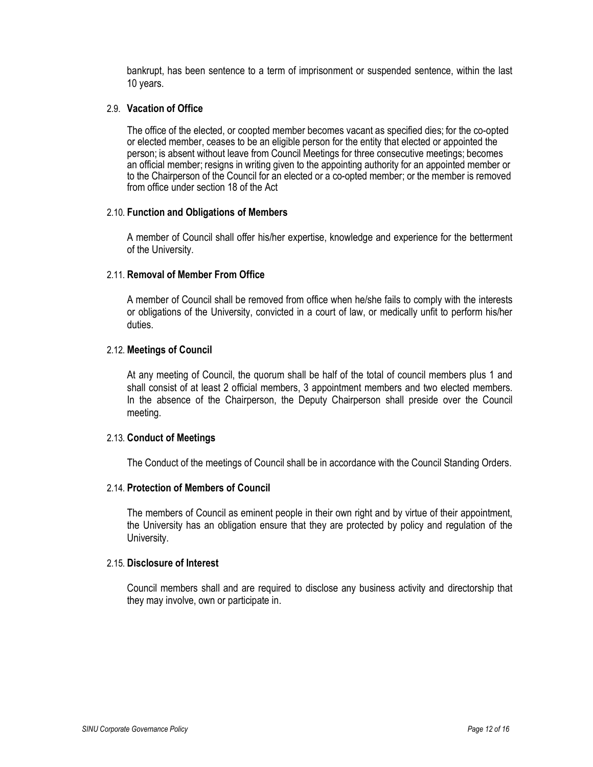bankrupt, has been sentence to a term of imprisonment or suspended sentence, within the last 10 years.

### 2.9. Vacation of Office

The office of the elected, or coopted member becomes vacant as specified dies; for the co-opted or elected member, ceases to be an eligible person for the entity that elected or appointed the person; is absent without leave from Council Meetings for three consecutive meetings; becomes an official member; resigns in writing given to the appointing authority for an appointed member or to the Chairperson of the Council for an elected or a co-opted member; or the member is removed from office under section 18 of the Act

### 2.10. Function and Obligations of Members

A member of Council shall offer his/her expertise, knowledge and experience for the betterment of the University.

### 2.11. Removal of Member From Office

A member of Council shall be removed from office when he/she fails to comply with the interests or obligations of the University, convicted in a court of law, or medically unfit to perform his/her duties.

### 2.12. Meetings of Council

At any meeting of Council, the quorum shall be half of the total of council members plus 1 and shall consist of at least 2 official members, 3 appointment members and two elected members. In the absence of the Chairperson, the Deputy Chairperson shall preside over the Council meeting.

### 2.13. Conduct of Meetings

The Conduct of the meetings of Council shall be in accordance with the Council Standing Orders.

### 2.14. Protection of Members of Council

The members of Council as eminent people in their own right and by virtue of their appointment, the University has an obligation ensure that they are protected by policy and regulation of the University.

### 2.15. Disclosure of Interest

Council members shall and are required to disclose any business activity and directorship that they may involve, own or participate in.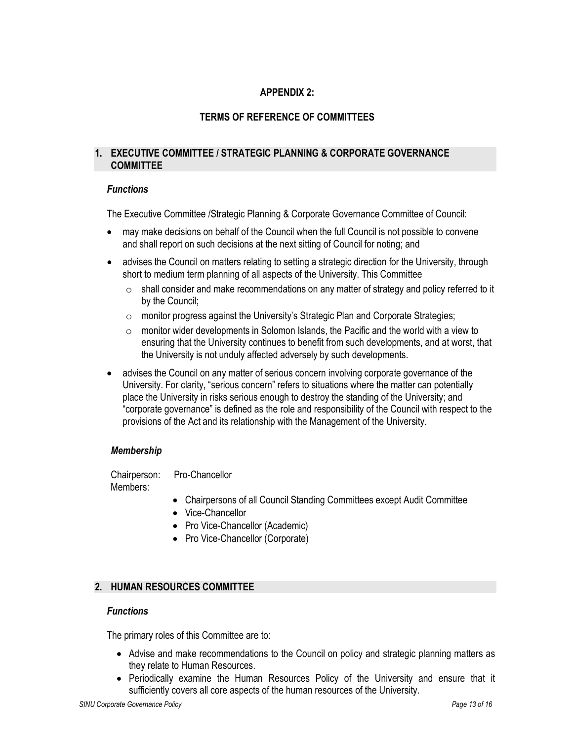## APPENDIX 2:

## TERMS OF REFERENCE OF COMMITTEES

### 1. EXECUTIVE COMMITTEE / STRATEGIC PLANNING & CORPORATE GOVERNANCE COMMITTEE

#### *Functions*

The Executive Committee /Strategic Planning & Corporate Governance Committee of Council:

- may make decisions on behalf of the Council when the full Council is not possible to convene and shall report on such decisions at the next sitting of Council for noting; and
- advises the Council on matters relating to setting a strategic direction for the University, through short to medium term planning of all aspects of the University. This Committee
  - shall consider and make recommendations on any matter of strategy and policy referred to it by the Council;
  - monitor progress against the University's Strategic Plan and Corporate Strategies;
  - monitor wider developments in Solomon Islands, the Pacific and the world with a view to ensuring that the University continues to benefit from such developments, and at worst, that the University is not unduly affected adversely by such developments.
- advises the Council on any matter of serious concern involving corporate governance of the University. For clarity, "serious concern" refers to situations where the matter can potentially place the University in risks serious enough to destroy the standing of the University; and "corporate governance" is defined as the role and responsibility of the Council with respect to the provisions of the Act and its relationship with the Management of the University.

#### *Membership*

Chairperson: Pro-Chancellor

Members:

- Chairpersons of all Council Standing Committees except Audit Committee
- Vice-Chancellor
- Pro Vice-Chancellor (Academic)
- Pro Vice-Chancellor (Corporate)

### 2. HUMAN RESOURCES COMMITTEE

#### *Functions*

The primary roles of this Committee are to:

- Advise and make recommendations to the Council on policy and strategic planning matters as they relate to Human Resources.
- Periodically examine the Human Resources Policy of the University and ensure that it sufficiently covers all core aspects of the human resources of the University.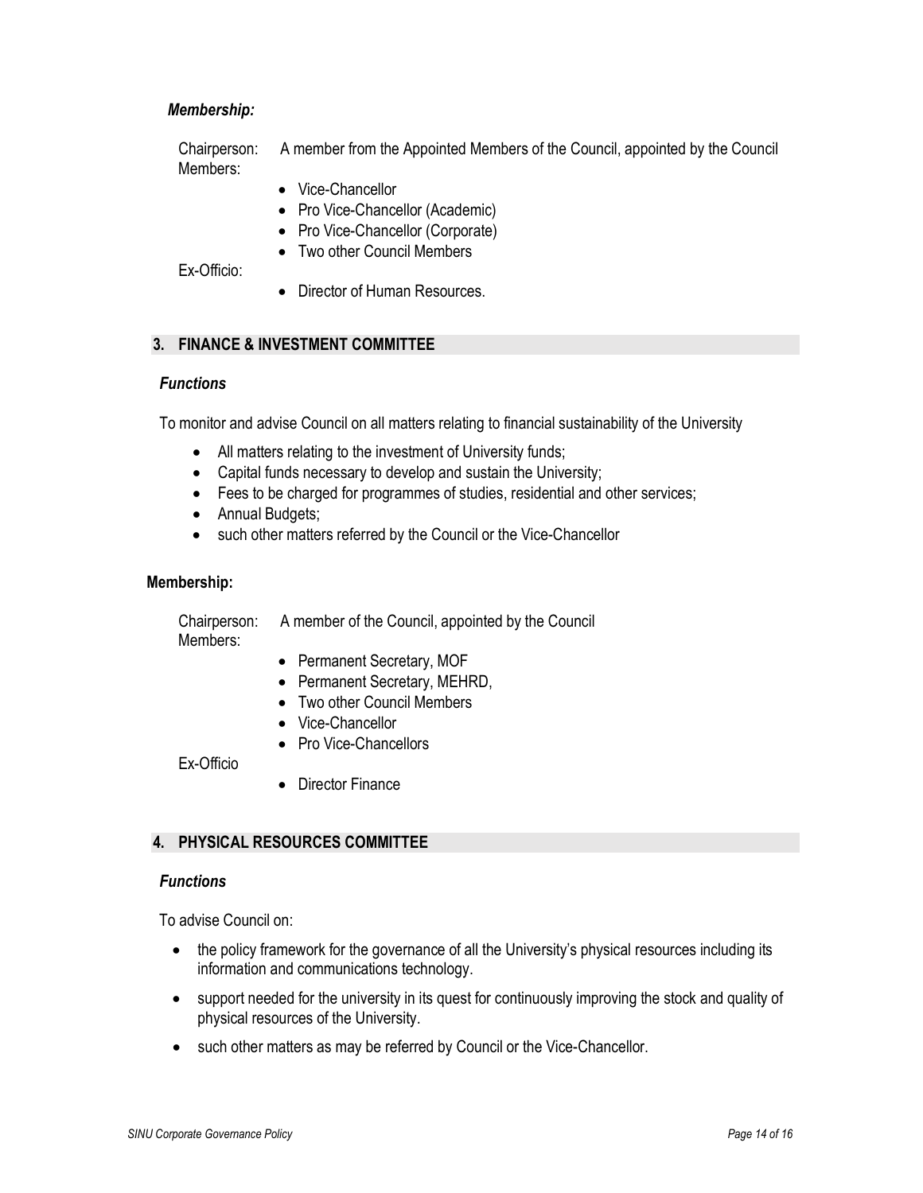***Membership:***

Chairperson: A member from the Appointed Members of the Council, appointed by the Council

Members:

- Vice-Chancellor
- Pro Vice-Chancellor (Academic)
- Pro Vice-Chancellor (Corporate)
- Two other Council Members

Ex-Officio:

- Director of Human Resources.

## 3. FINANCE & INVESTMENT COMMITTEE

***Functions***

To monitor and advise Council on all matters relating to financial sustainability of the University

- All matters relating to the investment of University funds;
- Capital funds necessary to develop and sustain the University;
- Fees to be charged for programmes of studies, residential and other services;
- Annual Budgets;
- such other matters referred by the Council or the Vice-Chancellor

**Membership:**

Chairperson: A member of the Council, appointed by the Council

Members:

- Permanent Secretary, MOF
- Permanent Secretary, MEHRD,
- Two other Council Members
- Vice-Chancellor
- Pro Vice-Chancellors

Ex-Officio

- Director Finance

## 4. PHYSICAL RESOURCES COMMITTEE

***Functions***

To advise Council on:

- the policy framework for the governance of all the University's physical resources including its information and communications technology.
- support needed for the university in its quest for continuously improving the stock and quality of physical resources of the University.
- such other matters as may be referred by Council or the Vice-Chancellor.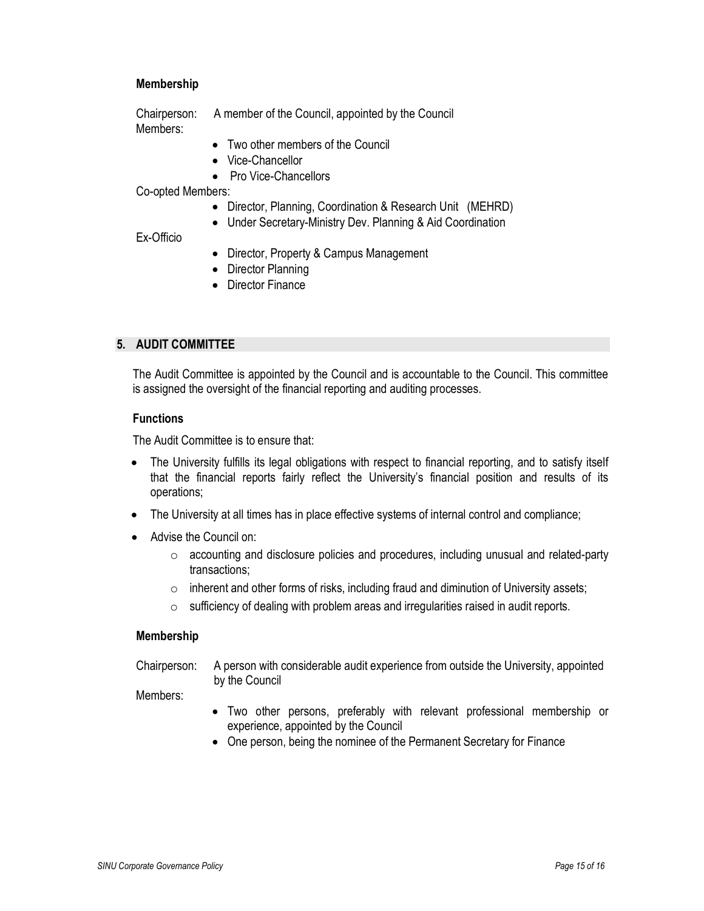**Membership**

Chairperson: A member of the Council, appointed by the Council

Members:

- Two other members of the Council
- Vice-Chancellor
- Pro Vice-Chancellors

Co-opted Members:

- Director, Planning, Coordination & Research Unit (MEHRD)
- Under Secretary-Ministry Dev. Planning & Aid Coordination

Ex-Officio

- Director, Property & Campus Management
- Director Planning
- Director Finance

## 5. AUDIT COMMITTEE

The Audit Committee is appointed by the Council and is accountable to the Council. This committee is assigned the oversight of the financial reporting and auditing processes.

**Functions**

The Audit Committee is to ensure that:

- The University fulfills its legal obligations with respect to financial reporting, and to satisfy itself that the financial reports fairly reflect the University's financial position and results of its operations;
- The University at all times has in place effective systems of internal control and compliance;
- Advise the Council on:
  - accounting and disclosure policies and procedures, including unusual and related-party transactions;
  - inherent and other forms of risks, including fraud and diminution of University assets;
  - sufficiency of dealing with problem areas and irregularities raised in audit reports.

**Membership**

Chairperson: A person with considerable audit experience from outside the University, appointed by the Council

Members:

- Two other persons, preferably with relevant professional membership or experience, appointed by the Council
- One person, being the nominee of the Permanent Secretary for Finance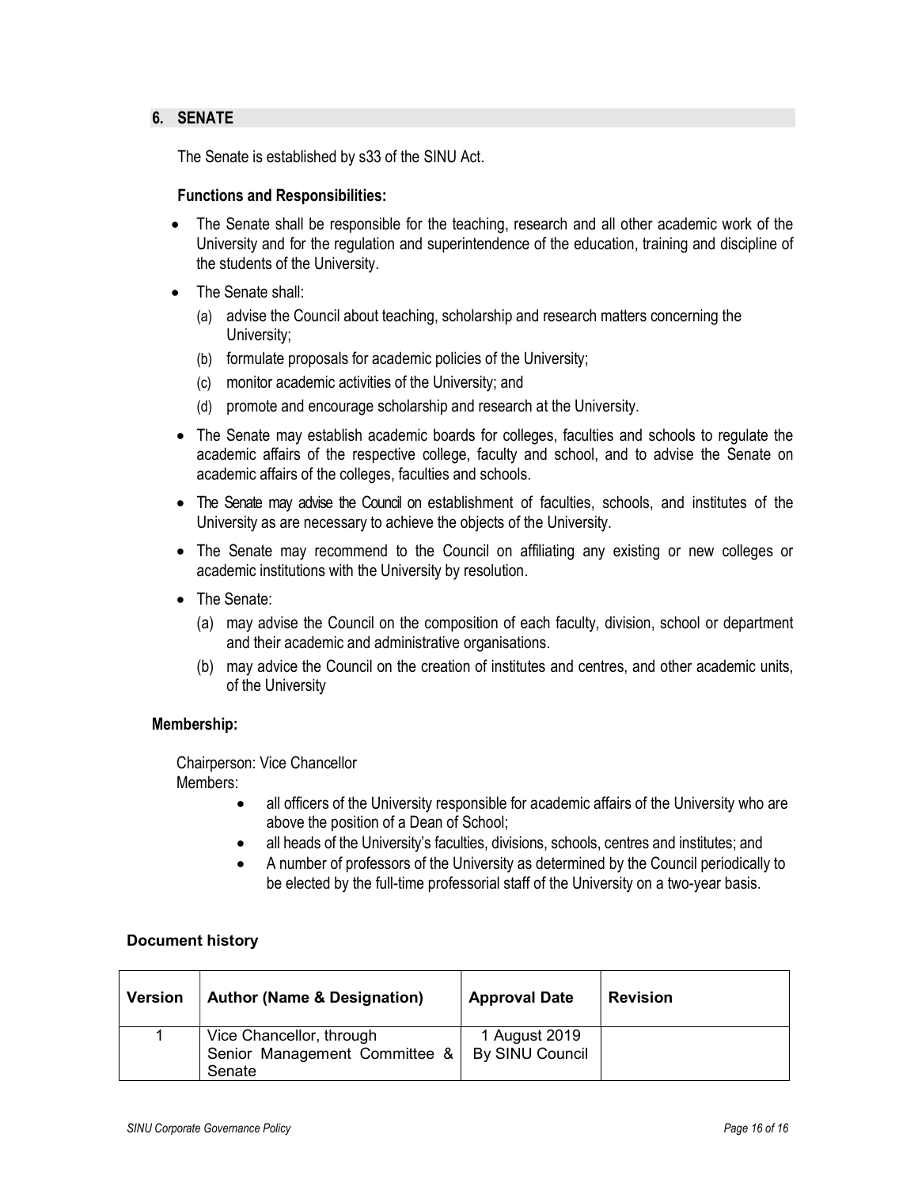## 6. SENATE

The Senate is established by s33 of the SINU Act.

**Functions and Responsibilities:**

- The Senate shall be responsible for the teaching, research and all other academic work of the University and for the regulation and superintendence of the education, training and discipline of the students of the University.
- The Senate shall:
  - (a) advise the Council about teaching, scholarship and research matters concerning the University;
  - (b) formulate proposals for academic policies of the University;
  - (c) monitor academic activities of the University; and
  - (d) promote and encourage scholarship and research at the University.
- The Senate may establish academic boards for colleges, faculties and schools to regulate the academic affairs of the respective college, faculty and school, and to advise the Senate on academic affairs of the colleges, faculties and schools.
- The Senate may advise the Council on establishment of faculties, schools, and institutes of the University as are necessary to achieve the objects of the University.
- The Senate may recommend to the Council on affiliating any existing or new colleges or academic institutions with the University by resolution.
- The Senate:
  - (a) may advise the Council on the composition of each faculty, division, school or department and their academic and administrative organisations.
  - (b) may advice the Council on the creation of institutes and centres, and other academic units, of the University

**Membership:**

Chairperson: Vice Chancellor
Members:

- all officers of the University responsible for academic affairs of the University who are above the position of a Dean of School;
- all heads of the University's faculties, divisions, schools, centres and institutes; and
- A number of professors of the University as determined by the Council periodically to be elected by the full-time professorial staff of the University on a two-year basis.

**Document history**

| Version | Author (Name & Designation) | Approval Date | Revision |
|---|---|---|---|
| 1 | Vice Chancellor, through Senior Management Committee & Senate | 1 August 2019 By SINU Council | |